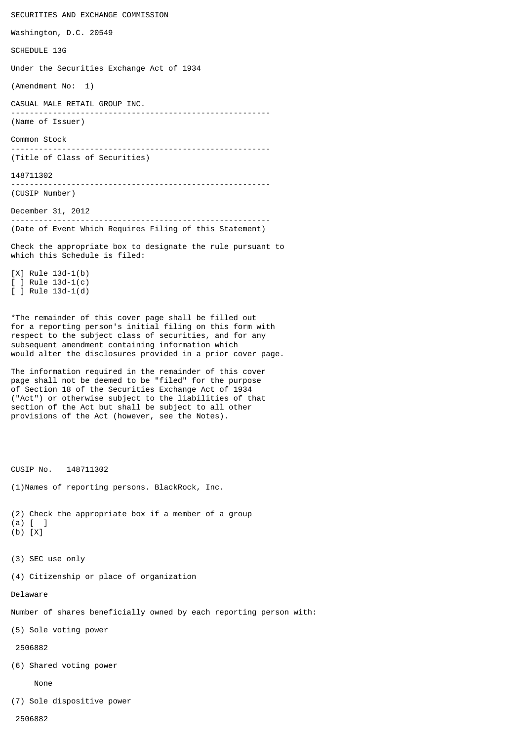SECURITIES AND EXCHANGE COMMISSION

Washington, D.C. 20549

SCHEDULE 13G

Under the Securities Exchange Act of 1934

(Amendment No: 1)

CASUAL MALE RETAIL GROUP INC.

(Name of Issuer)

Common Stock

(Title of Class of Securities)

148711302

(CUSIP Number)

December 31, 2012

(Date of Event Which Requires Filing of this Statement)

Check the appropriate box to designate the rule pursuant to which this Schedule is filed:

[X] Rule 13d-1(b)
[ ] Rule 13d-1(c)
[ ] Rule 13d-1(d)

*The remainder of this cover page shall be filled out for a reporting person's initial filing on this form with respect to the subject class of securities, and for any subsequent amendment containing information which would alter the disclosures provided in a prior cover page.

The information required in the remainder of this cover page shall not be deemed to be "filed" for the purpose of Section 18 of the Securities Exchange Act of 1934 ("Act") or otherwise subject to the liabilities of that section of the Act but shall be subject to all other provisions of the Act (however, see the Notes).

CUSIP No. 148711302

(1)Names of reporting persons. BlackRock, Inc.

(2) Check the appropriate box if a member of a group
(a) [ ]
(b) [X]

(3) SEC use only

(4) Citizenship or place of organization

Delaware

Number of shares beneficially owned by each reporting person with:

(5) Sole voting power

2506882

(6) Shared voting power

None

(7) Sole dispositive power

2506882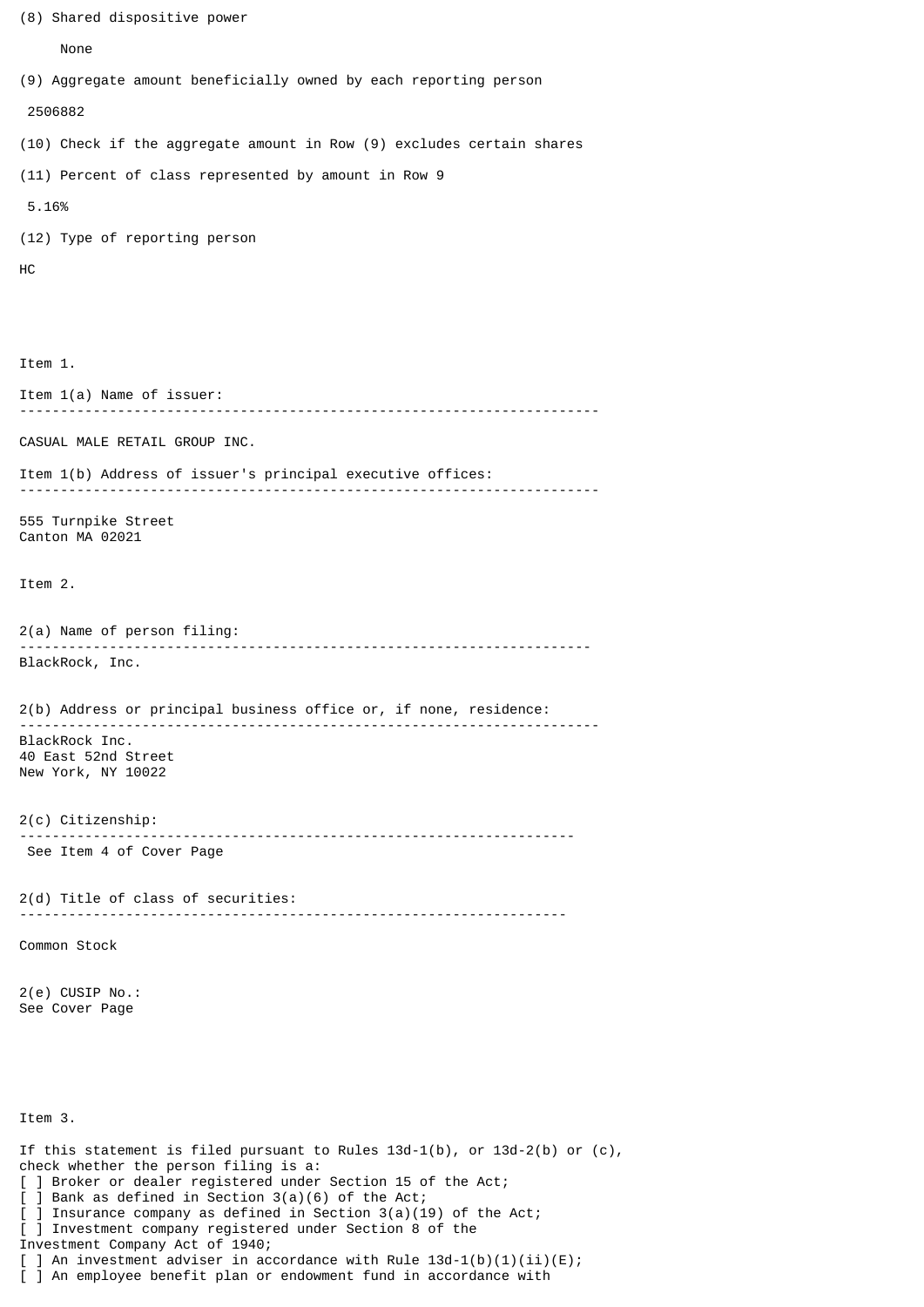(8) Shared dispositive power

None

(9) Aggregate amount beneficially owned by each reporting person

2506882

(10) Check if the aggregate amount in Row (9) excludes certain shares

(11) Percent of class represented by amount in Row 9

5.16%

(12) Type of reporting person

HC

Item 1.

Item 1(a) Name of issuer:

---

CASUAL MALE RETAIL GROUP INC.

Item 1(b) Address of issuer's principal executive offices:

---

555 Turnpike Street
Canton MA 02021

Item 2.

2(a) Name of person filing:

---

BlackRock, Inc.

2(b) Address or principal business office or, if none, residence:

---

BlackRock Inc.
40 East 52nd Street
New York, NY 10022

2(c) Citizenship:

---

See Item 4 of Cover Page

2(d) Title of class of securities:

---

Common Stock

2(e) CUSIP No.:
See Cover Page

Item 3.

If this statement is filed pursuant to Rules 13d-1(b), or 13d-2(b) or (c), check whether the person filing is a:

[ ] Broker or dealer registered under Section 15 of the Act;
[ ] Bank as defined in Section 3(a)(6) of the Act;
[ ] Insurance company as defined in Section 3(a)(19) of the Act;
[ ] Investment company registered under Section 8 of the Investment Company Act of 1940;
[ ] An investment adviser in accordance with Rule 13d-1(b)(1)(ii)(E);
[ ] An employee benefit plan or endowment fund in accordance with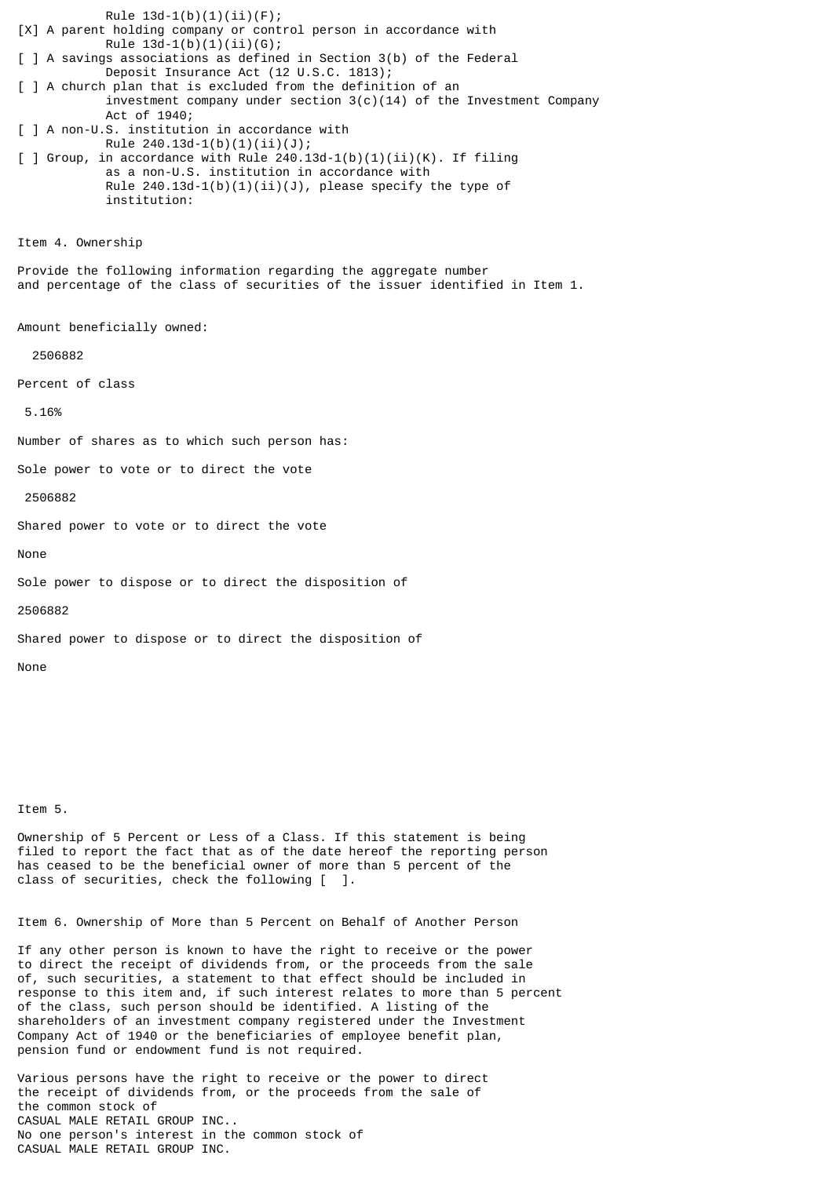Rule 13d-1(b)(1)(ii)(F);

[X] A parent holding company or control person in accordance with Rule 13d-1(b)(1)(ii)(G);

[ ] A savings associations as defined in Section 3(b) of the Federal Deposit Insurance Act (12 U.S.C. 1813);

[ ] A church plan that is excluded from the definition of an investment company under section 3(c)(14) of the Investment Company Act of 1940;

[ ] A non-U.S. institution in accordance with Rule 240.13d-1(b)(1)(ii)(J);

[ ] Group, in accordance with Rule 240.13d-1(b)(1)(ii)(K). If filing as a non-U.S. institution in accordance with Rule 240.13d-1(b)(1)(ii)(J), please specify the type of institution:

Item 4. Ownership

Provide the following information regarding the aggregate number and percentage of the class of securities of the issuer identified in Item 1.

Amount beneficially owned:

2506882

Percent of class

5.16%

Number of shares as to which such person has:

Sole power to vote or to direct the vote

2506882

Shared power to vote or to direct the vote

None

Sole power to dispose or to direct the disposition of

2506882

Shared power to dispose or to direct the disposition of

None

Item 5.

Ownership of 5 Percent or Less of a Class. If this statement is being filed to report the fact that as of the date hereof the reporting person has ceased to be the beneficial owner of more than 5 percent of the class of securities, check the following [ ].

Item 6. Ownership of More than 5 Percent on Behalf of Another Person

If any other person is known to have the right to receive or the power to direct the receipt of dividends from, or the proceeds from the sale of, such securities, a statement to that effect should be included in response to this item and, if such interest relates to more than 5 percent of the class, such person should be identified. A listing of the shareholders of an investment company registered under the Investment Company Act of 1940 or the beneficiaries of employee benefit plan, pension fund or endowment fund is not required.

Various persons have the right to receive or the power to direct the receipt of dividends from, or the proceeds from the sale of the common stock of CASUAL MALE RETAIL GROUP INC.. No one person's interest in the common stock of CASUAL MALE RETAIL GROUP INC.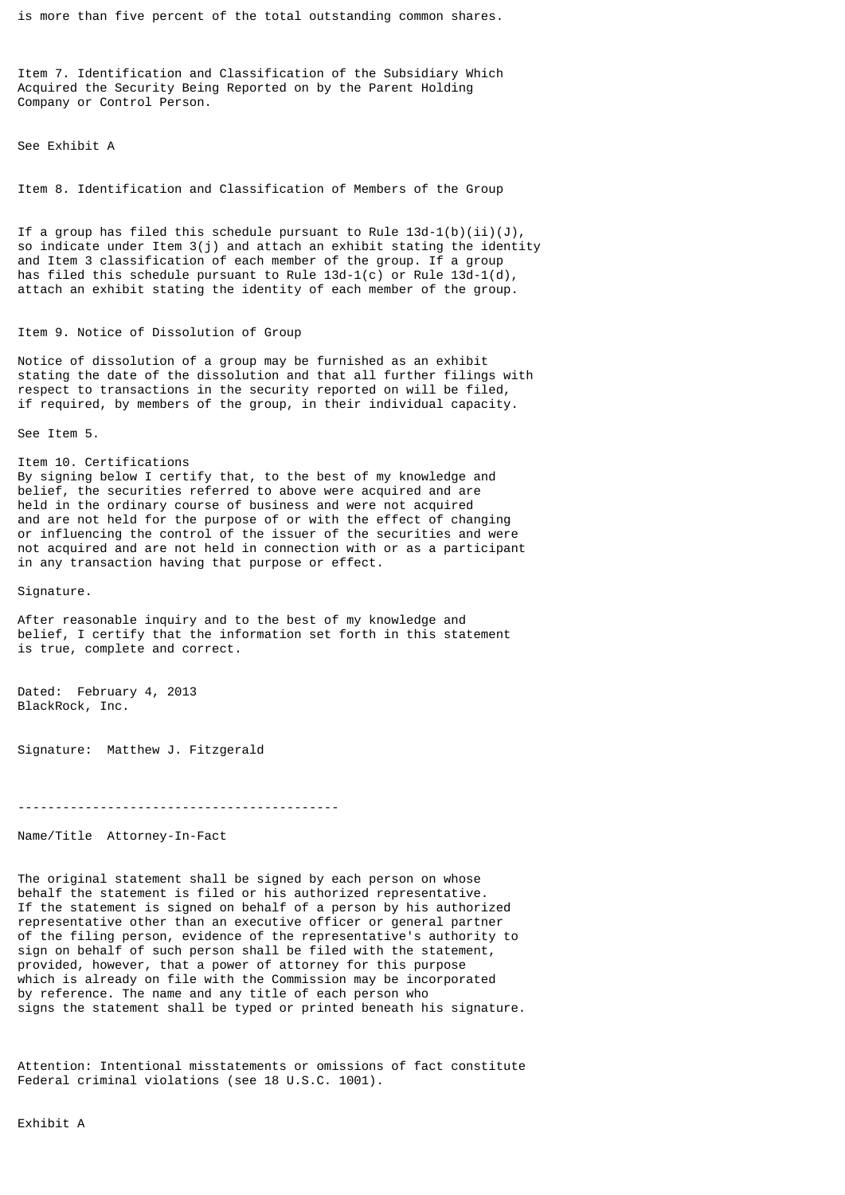is more than five percent of the total outstanding common shares.

Item 7. Identification and Classification of the Subsidiary Which Acquired the Security Being Reported on by the Parent Holding Company or Control Person.

See Exhibit A

Item 8. Identification and Classification of Members of the Group

If a group has filed this schedule pursuant to Rule 13d-1(b)(ii)(J), so indicate under Item 3(j) and attach an exhibit stating the identity and Item 3 classification of each member of the group. If a group has filed this schedule pursuant to Rule 13d-1(c) or Rule 13d-1(d), attach an exhibit stating the identity of each member of the group.

Item 9. Notice of Dissolution of Group

Notice of dissolution of a group may be furnished as an exhibit stating the date of the dissolution and that all further filings with respect to transactions in the security reported on will be filed, if required, by members of the group, in their individual capacity.

See Item 5.

Item 10. Certifications
By signing below I certify that, to the best of my knowledge and belief, the securities referred to above were acquired and are held in the ordinary course of business and were not acquired and are not held for the purpose of or with the effect of changing or influencing the control of the issuer of the securities and were not acquired and are not held in connection with or as a participant in any transaction having that purpose or effect.

Signature.

After reasonable inquiry and to the best of my knowledge and belief, I certify that the information set forth in this statement is true, complete and correct.

Dated: February 4, 2013
BlackRock, Inc.

Signature: Matthew J. Fitzgerald

-------------------------------------------

Name/Title Attorney-In-Fact

The original statement shall be signed by each person on whose behalf the statement is filed or his authorized representative. If the statement is signed on behalf of a person by his authorized representative other than an executive officer or general partner of the filing person, evidence of the representative's authority to sign on behalf of such person shall be filed with the statement, provided, however, that a power of attorney for this purpose which is already on file with the Commission may be incorporated by reference. The name and any title of each person who signs the statement shall be typed or printed beneath his signature.

Attention: Intentional misstatements or omissions of fact constitute Federal criminal violations (see 18 U.S.C. 1001).

Exhibit A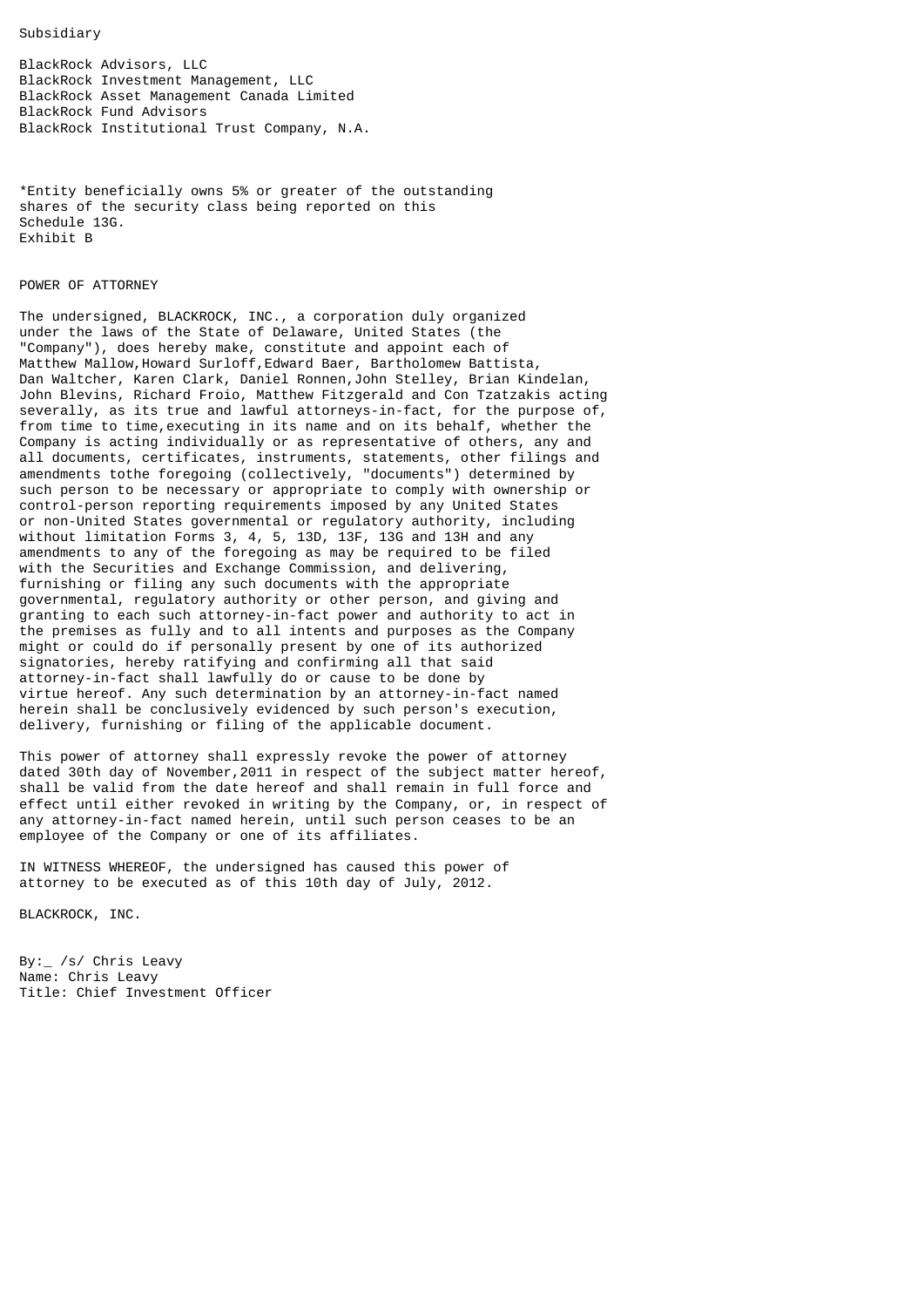Subsidiary

BlackRock Advisors, LLC
BlackRock Investment Management, LLC
BlackRock Asset Management Canada Limited
BlackRock Fund Advisors
BlackRock Institutional Trust Company, N.A.

*Entity beneficially owns 5% or greater of the outstanding shares of the security class being reported on this Schedule 13G.

Exhibit B

POWER OF ATTORNEY

The undersigned, BLACKROCK, INC., a corporation duly organized under the laws of the State of Delaware, United States (the "Company"), does hereby make, constitute and appoint each of Matthew Mallow,Howard Surloff,Edward Baer, Bartholomew Battista, Dan Waltcher, Karen Clark, Daniel Ronnen,John Stelley, Brian Kindelan, John Blevins, Richard Froio, Matthew Fitzgerald and Con Tzatzakis acting severally, as its true and lawful attorneys-in-fact, for the purpose of, from time to time,executing in its name and on its behalf, whether the Company is acting individually or as representative of others, any and all documents, certificates, instruments, statements, other filings and amendments tothe foregoing (collectively, "documents") determined by such person to be necessary or appropriate to comply with ownership or control-person reporting requirements imposed by any United States or non-United States governmental or regulatory authority, including without limitation Forms 3, 4, 5, 13D, 13F, 13G and 13H and any amendments to any of the foregoing as may be required to be filed with the Securities and Exchange Commission, and delivering, furnishing or filing any such documents with the appropriate governmental, regulatory authority or other person, and giving and granting to each such attorney-in-fact power and authority to act in the premises as fully and to all intents and purposes as the Company might or could do if personally present by one of its authorized signatories, hereby ratifying and confirming all that said attorney-in-fact shall lawfully do or cause to be done by virtue hereof. Any such determination by an attorney-in-fact named herein shall be conclusively evidenced by such person's execution, delivery, furnishing or filing of the applicable document.

This power of attorney shall expressly revoke the power of attorney dated 30th day of November,2011 in respect of the subject matter hereof, shall be valid from the date hereof and shall remain in full force and effect until either revoked in writing by the Company, or, in respect of any attorney-in-fact named herein, until such person ceases to be an employee of the Company or one of its affiliates.

IN WITNESS WHEREOF, the undersigned has caused this power of attorney to be executed as of this 10th day of July, 2012.

BLACKROCK, INC.

By:_ /s/ Chris Leavy
Name: Chris Leavy
Title: Chief Investment Officer